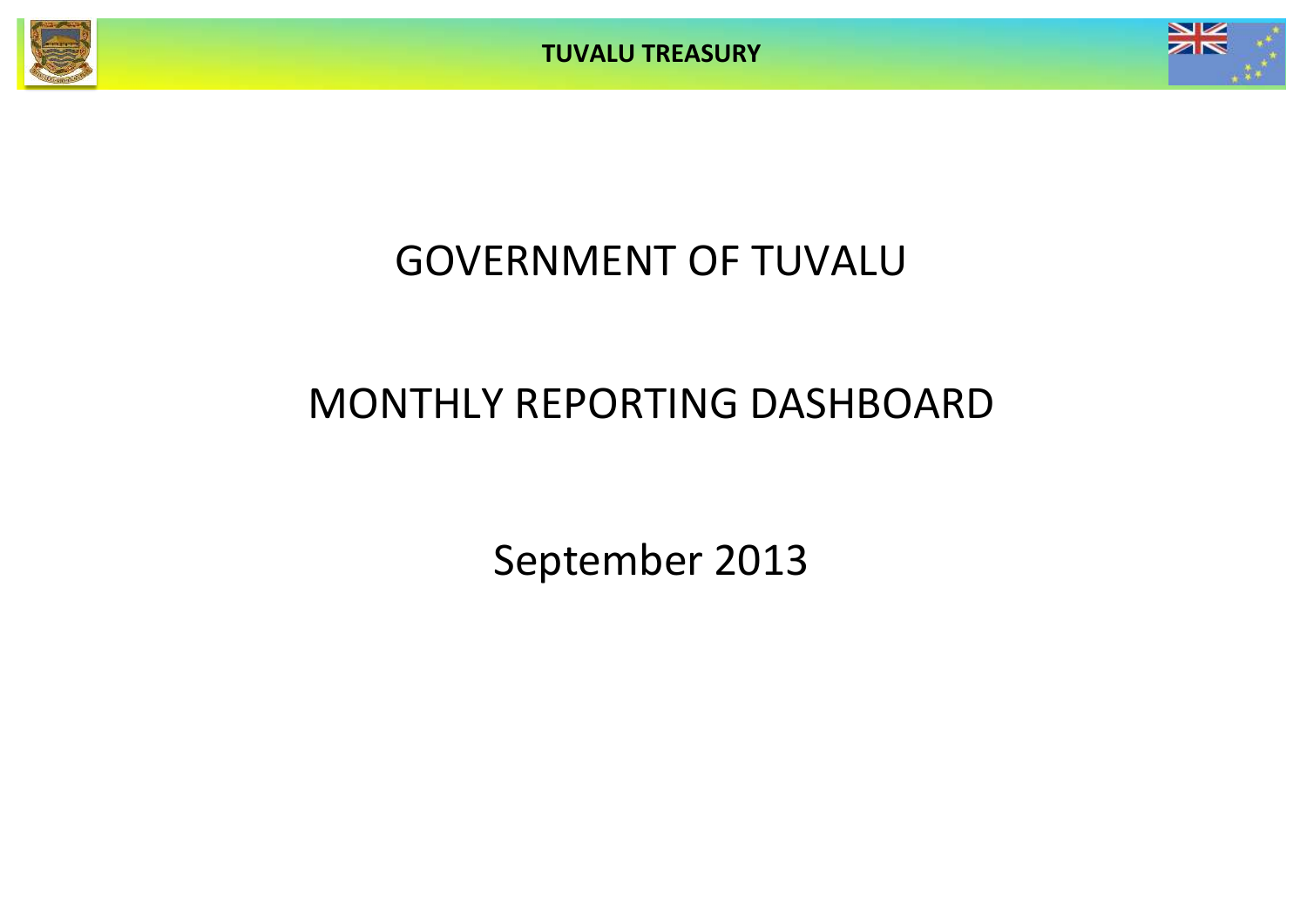TUVALU TREASURY

# GOVERNMENT OF TUVALU

# MONTHLY REPORTING DASHBOARD

## September 2013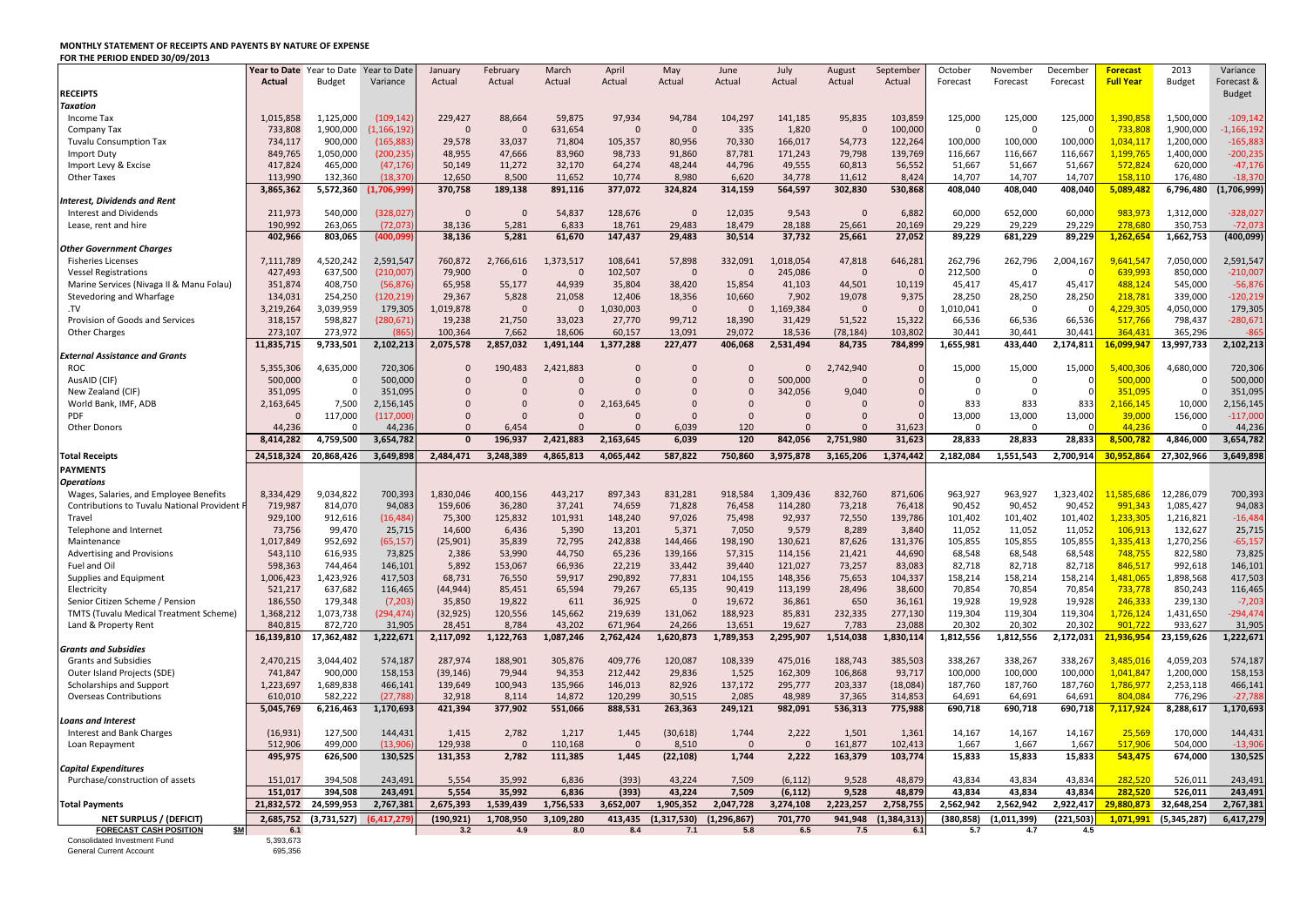**MONTHLY STATEMENT OF RECEIPTS AND PAYENTS BY NATURE OF EXPENSE**
**FOR THE PERIOD ENDED 30/09/2013**

| | Year to Date Actual | Year to Date Budget | Year to Date Variance | January Actual | February Actual | March Actual | April Actual | May Actual | June Actual | July Actual | August Actual | September Actual | October Forecast | November Forecast | December Forecast | Forecast Full Year | 2013 Budget | Variance Forecast & Budget |
|---|---|---|---|---|---|---|---|---|---|---|---|---|---|---|---|---|---|---|
| **RECEIPTS** | | | | | | | | | | | | | | | | | | |
| ***Taxation*** | | | | | | | | | | | | | | | | | | |
| Income Tax | 1,015,858 | 1,125,000 | (109,142) | 229,427 | 88,664 | 59,875 | 97,934 | 94,784 | 104,297 | 141,185 | 95,835 | 103,859 | 125,000 | 125,000 | 125,000 | 1,390,858 | 1,500,000 | -109,142 |
| Company Tax | 733,808 | 1,900,000 | (1,166,192) | 0 | 0 | 631,654 | 0 | 0 | 335 | 1,820 | 0 | 100,000 | 0 | 0 | 0 | 733,808 | 1,900,000 | -1,166,192 |
| Tuvalu Consumption Tax | 734,117 | 900,000 | (165,883) | 29,578 | 33,037 | 71,804 | 105,357 | 80,956 | 70,330 | 166,017 | 54,773 | 122,264 | 100,000 | 100,000 | 100,000 | 1,034,117 | 1,200,000 | -165,883 |
| Import Duty | 849,765 | 1,050,000 | (200,235) | 48,955 | 47,666 | 83,960 | 98,733 | 91,860 | 87,781 | 171,243 | 79,798 | 139,769 | 116,667 | 116,667 | 116,667 | 1,199,765 | 1,400,000 | -200,235 |
| Import Levy & Excise | 417,824 | 465,000 | (47,176) | 50,149 | 11,272 | 32,170 | 64,274 | 48,244 | 44,796 | 49,555 | 60,813 | 56,552 | 51,667 | 51,667 | 51,667 | 572,824 | 620,000 | -47,176 |
| Other Taxes | 113,990 | 132,360 | (18,370) | 12,650 | 8,500 | 11,652 | 10,774 | 8,980 | 6,620 | 34,778 | 11,612 | 8,424 | 14,707 | 14,707 | 14,707 | 158,110 | 176,480 | -18,370 |
| | 3,865,362 | 5,572,360 | (1,706,999) | 370,758 | 189,138 | 891,116 | 377,072 | 324,824 | 314,159 | 564,597 | 302,830 | 530,868 | 408,040 | 408,040 | 408,040 | 5,089,482 | 6,796,480 | (1,706,999) |
| ***Interest, Dividends and Rent*** | | | | | | | | | | | | | | | | | | |
| Interest and Dividends | 211,973 | 540,000 | (328,027) | 0 | 0 | 54,837 | 128,676 | 0 | 12,035 | 9,543 | 0 | 6,882 | 60,000 | 652,000 | 60,000 | 983,973 | 1,312,000 | -328,027 |
| Lease, rent and hire | 190,992 | 263,065 | (72,073) | 38,136 | 5,281 | 6,833 | 18,761 | 29,483 | 18,479 | 28,188 | 25,661 | 20,169 | 29,229 | 29,229 | 29,229 | 278,680 | 350,753 | -72,073 |
| | 402,966 | 803,065 | (400,099) | 38,136 | 5,281 | 61,670 | 147,437 | 29,483 | 30,514 | 37,732 | 25,661 | 27,052 | 89,229 | 681,229 | 89,229 | 1,262,654 | 1,662,753 | (400,099) |
| ***Other Government Charges*** | | | | | | | | | | | | | | | | | | |
| Fisheries Licenses | 7,111,789 | 4,520,242 | 2,591,547 | 760,872 | 2,766,616 | 1,373,517 | 108,641 | 57,898 | 332,091 | 1,018,054 | 47,818 | 646,281 | 262,796 | 262,796 | 2,004,167 | 9,641,547 | 7,050,000 | 2,591,547 |
| Vessel Registrations | 427,493 | 637,500 | (210,007) | 79,900 | 0 | 0 | 102,507 | 0 | 0 | 245,086 | 0 | 0 | 212,500 | 0 | 0 | 639,993 | 850,000 | -210,007 |
| Marine Services (Nivaga II & Manu Folau) | 351,874 | 408,750 | (56,876) | 65,958 | 55,177 | 44,939 | 35,804 | 38,420 | 15,854 | 41,103 | 44,501 | 10,119 | 45,417 | 45,417 | 45,417 | 488,124 | 545,000 | -56,876 |
| Stevedoring and Wharfage | 134,031 | 254,250 | (120,219) | 29,367 | 5,828 | 21,058 | 12,406 | 18,356 | 10,660 | 7,902 | 19,078 | 9,375 | 28,250 | 28,250 | 28,250 | 218,781 | 339,000 | -120,219 |
| .TV | 3,219,264 | 3,039,959 | 179,305 | 1,019,878 | 0 | 0 | 1,030,003 | 0 | 0 | 1,169,384 | 0 | 0 | 1,010,041 | 0 | 0 | 4,229,305 | 4,050,000 | 179,305 |
| Provision of Goods and Services | 318,157 | 598,827 | (280,671) | 19,238 | 21,750 | 33,023 | 27,770 | 99,712 | 18,390 | 31,429 | 51,522 | 15,322 | 66,536 | 66,536 | 66,536 | 517,766 | 798,437 | -280,671 |
| Other Charges | 273,107 | 273,972 | (865) | 100,364 | 7,662 | 18,606 | 60,157 | 13,091 | 29,072 | 18,536 | (78,184) | 103,802 | 30,441 | 30,441 | 30,441 | 364,431 | 365,296 | -865 |
| | 11,835,715 | 9,733,501 | 2,102,213 | 2,075,578 | 2,857,032 | 1,491,144 | 1,377,288 | 227,477 | 406,068 | 2,531,494 | 84,735 | 784,899 | 1,655,981 | 433,440 | 2,174,811 | 16,099,947 | 13,997,733 | 2,102,213 |
| ***External Assistance and Grants*** | | | | | | | | | | | | | | | | | | |
| ROC | 5,355,306 | 4,635,000 | 720,306 | 0 | 190,483 | 2,421,883 | 0 | 0 | 0 | 0 | 2,742,940 | 0 | 15,000 | 15,000 | 15,000 | 5,400,306 | 4,680,000 | 720,306 |
| AusAID (CIF) | 500,000 | 0 | 500,000 | 0 | 0 | 0 | 0 | 0 | 0 | 500,000 | 0 | 0 | 0 | 0 | 0 | 500,000 | 0 | 500,000 |
| New Zealand (CIF) | 351,095 | 0 | 351,095 | 0 | 0 | 0 | 0 | 0 | 0 | 342,056 | 9,040 | 0 | 0 | 0 | 0 | 351,095 | 0 | 351,095 |
| World Bank, IMF, ADB | 2,163,645 | 7,500 | 2,156,145 | 0 | 0 | 0 | 2,163,645 | 0 | 0 | 0 | 0 | 0 | 833 | 833 | 833 | 2,166,145 | 10,000 | 2,156,145 |
| PDF | 0 | 117,000 | (117,000) | 0 | 0 | 0 | 0 | 0 | 0 | 0 | 0 | 0 | 13,000 | 13,000 | 13,000 | 39,000 | 156,000 | -117,000 |
| Other Donors | 44,236 | 0 | 44,236 | 0 | 6,454 | 0 | 0 | 6,039 | 120 | 0 | 0 | 31,623 | 0 | 0 | 0 | 44,236 | 0 | 44,236 |
| | 8,414,282 | 4,759,500 | 3,654,782 | 0 | 196,937 | 2,421,883 | 2,163,645 | 6,039 | 120 | 842,056 | 2,751,980 | 31,623 | 28,833 | 28,833 | 28,833 | 8,500,782 | 4,846,000 | 3,654,782 |
| **Total Receipts** | 24,518,324 | 20,868,426 | 3,649,898 | 2,484,471 | 3,248,389 | 4,865,813 | 4,065,442 | 587,822 | 750,860 | 3,975,878 | 3,165,206 | 1,374,442 | 2,182,084 | 1,551,543 | 2,700,914 | 30,952,864 | 27,302,966 | 3,649,898 |
| **PAYMENTS** | | | | | | | | | | | | | | | | | | |
| ***Operations*** | | | | | | | | | | | | | | | | | | |
| Wages, Salaries, and Employee Benefits | 8,334,429 | 9,034,822 | 700,393 | 1,830,046 | 400,156 | 443,217 | 897,343 | 831,281 | 918,584 | 1,309,436 | 832,760 | 871,606 | 963,927 | 963,927 | 1,323,402 | 11,585,686 | 12,286,079 | 700,393 |
| Contributions to Tuvalu National Provident F | 719,987 | 814,070 | 94,083 | 159,606 | 36,280 | 37,241 | 74,659 | 71,828 | 76,458 | 114,280 | 73,218 | 76,418 | 90,452 | 90,452 | 90,452 | 991,343 | 1,085,427 | 94,083 |
| Travel | 929,100 | 912,616 | (16,484) | 75,300 | 125,832 | 101,931 | 148,240 | 97,026 | 75,498 | 92,937 | 72,550 | 139,786 | 101,402 | 101,402 | 101,402 | 1,233,305 | 1,216,821 | -16,484 |
| Telephone and Internet | 73,756 | 99,470 | 25,715 | 14,600 | 6,436 | 5,390 | 13,201 | 5,371 | 7,050 | 9,579 | 8,289 | 3,840 | 11,052 | 11,052 | 11,052 | 106,913 | 132,627 | 25,715 |
| Maintenance | 1,017,849 | 952,692 | (65,157) | (25,901) | 35,839 | 72,795 | 242,838 | 144,466 | 198,190 | 130,621 | 87,626 | 131,376 | 105,855 | 105,855 | 105,855 | 1,335,413 | 1,270,256 | -65,157 |
| Advertising and Provisions | 543,110 | 616,935 | 73,825 | 2,386 | 53,990 | 44,750 | 65,236 | 139,166 | 57,315 | 114,156 | 21,421 | 44,690 | 68,548 | 68,548 | 68,548 | 748,755 | 822,580 | 73,825 |
| Fuel and Oil | 598,363 | 744,464 | 146,101 | 5,892 | 153,067 | 66,936 | 22,219 | 33,442 | 39,440 | 121,027 | 73,257 | 83,083 | 82,718 | 82,718 | 82,718 | 846,517 | 992,618 | 146,101 |
| Supplies and Equipment | 1,006,423 | 1,423,926 | 417,503 | 68,731 | 76,550 | 59,917 | 290,892 | 77,831 | 104,155 | 148,356 | 75,653 | 104,337 | 158,214 | 158,214 | 158,214 | 1,481,065 | 1,898,568 | 417,503 |
| Electricity | 521,217 | 637,682 | 116,465 | (44,944) | 85,451 | 65,594 | 79,267 | 65,135 | 90,419 | 113,199 | 28,496 | 38,600 | 70,854 | 70,854 | 70,854 | 733,778 | 850,243 | 116,465 |
| Senior Citizen Scheme / Pension | 186,550 | 179,348 | (7,203) | 35,850 | 19,822 | 611 | 36,925 | 0 | 19,672 | 36,861 | 650 | 36,161 | 19,928 | 19,928 | 19,928 | 246,333 | 239,130 | -7,203 |
| TMTS (Tuvalu Medical Treatment Scheme) | 1,368,212 | 1,073,738 | (294,474) | (32,925) | 120,556 | 145,662 | 219,639 | 131,062 | 188,923 | 85,831 | 232,335 | 277,130 | 119,304 | 119,304 | 119,304 | 1,726,124 | 1,431,650 | -294,474 |
| Land & Property Rent | 840,815 | 872,720 | 31,905 | 28,451 | 8,784 | 43,202 | 671,964 | 24,266 | 13,651 | 19,627 | 7,783 | 23,088 | 20,302 | 20,302 | 20,302 | 901,722 | 933,627 | 31,905 |
| | 16,139,810 | 17,362,482 | 1,222,671 | 2,117,092 | 1,122,763 | 1,087,246 | 2,762,424 | 1,620,873 | 1,789,353 | 2,295,907 | 1,514,038 | 1,830,114 | 1,812,556 | 1,812,556 | 2,172,031 | 21,936,954 | 23,159,626 | 1,222,671 |
| ***Grants and Subsidies*** | | | | | | | | | | | | | | | | | | |
| Grants and Subsidies | 2,470,215 | 3,044,402 | 574,187 | 287,974 | 188,901 | 305,876 | 409,776 | 120,087 | 108,339 | 475,016 | 188,743 | 385,503 | 338,267 | 338,267 | 338,267 | 3,485,016 | 4,059,203 | 574,187 |
| Outer Island Projects (SDE) | 741,847 | 900,000 | 158,153 | (39,146) | 79,944 | 94,353 | 212,442 | 29,836 | 1,525 | 162,309 | 106,868 | 93,717 | 100,000 | 100,000 | 100,000 | 1,041,847 | 1,200,000 | 158,153 |
| Scholarships and Support | 1,223,697 | 1,689,838 | 466,141 | 139,649 | 100,943 | 135,966 | 146,013 | 82,926 | 137,172 | 295,777 | 203,337 | (18,084) | 187,760 | 187,760 | 187,760 | 1,786,977 | 2,253,118 | 466,141 |
| Overseas Contributions | 610,010 | 582,222 | (27,788) | 32,918 | 8,114 | 14,872 | 120,299 | 30,515 | 2,085 | 48,989 | 37,365 | 314,853 | 64,691 | 64,691 | 64,691 | 804,084 | 776,296 | -27,788 |
| | 5,045,769 | 6,216,463 | 1,170,693 | 421,394 | 377,902 | 551,066 | 888,531 | 263,363 | 249,121 | 982,091 | 536,313 | 775,988 | 690,718 | 690,718 | 690,718 | 7,117,924 | 8,288,617 | 1,170,693 |
| ***Loans and Interest*** | | | | | | | | | | | | | | | | | | |
| Interest and Bank Charges | (16,931) | 127,500 | 144,431 | 1,415 | 2,782 | 1,217 | 1,445 | (30,618) | 1,744 | 2,222 | 1,501 | 1,361 | 14,167 | 14,167 | 14,167 | 25,569 | 170,000 | 144,431 |
| Loan Repayment | 512,906 | 499,000 | (13,906) | 129,938 | 0 | 110,168 | 0 | 8,510 | 0 | 0 | 161,877 | 102,413 | 1,667 | 1,667 | 1,667 | 517,906 | 504,000 | -13,906 |
| | 495,975 | 626,500 | 130,525 | 131,353 | 2,782 | 111,385 | 1,445 | (22,108) | 1,744 | 2,222 | 163,379 | 103,774 | 15,833 | 15,833 | 15,833 | 543,475 | 674,000 | 130,525 |
| ***Capital Expenditures*** | | | | | | | | | | | | | | | | | | |
| Purchase/construction of assets | 151,017 | 394,508 | 243,491 | 5,554 | 35,992 | 6,836 | (393) | 43,224 | 7,509 | (6,112) | 9,528 | 48,879 | 43,834 | 43,834 | 43,834 | 282,520 | 526,011 | 243,491 |
| | 151,017 | 394,508 | 243,491 | 5,554 | 35,992 | 6,836 | (393) | 43,224 | 7,509 | (6,112) | 9,528 | 48,879 | 43,834 | 43,834 | 43,834 | 282,520 | 526,011 | 243,491 |
| **Total Payments** | 21,832,572 | 24,599,953 | 2,767,381 | 2,675,393 | 1,539,439 | 1,756,533 | 3,652,007 | 1,905,352 | 2,047,728 | 3,274,108 | 2,223,257 | 2,758,755 | 2,562,942 | 2,562,942 | 2,922,417 | 29,880,873 | 32,648,254 | 2,767,381 |
| **NET SURPLUS / (DEFICIT)** | 2,685,752 | (3,731,527) | (6,417,279) | (190,921) | 1,708,950 | 3,109,280 | 413,435 | (1,317,530) | (1,296,867) | 701,770 | 941,948 | (1,384,313) | (380,858) | (1,011,399) | (221,503) | 1,071,991 | (5,345,287) | 6,417,279 |
| **FORECAST CASH POSITION $M** | 6.1 | | | 3.2 | 4.9 | 8.0 | 8.4 | 7.1 | 5.8 | 6.5 | 7.5 | 6.1 | 5.7 | 4.7 | 4.5 | | | |
| Consolidated Investment Fund | 5,393,673 | | | | | | | | | | | | | | | | | |
| General Current Account | 695,356 | | | | | | | | | | | | | | | | | |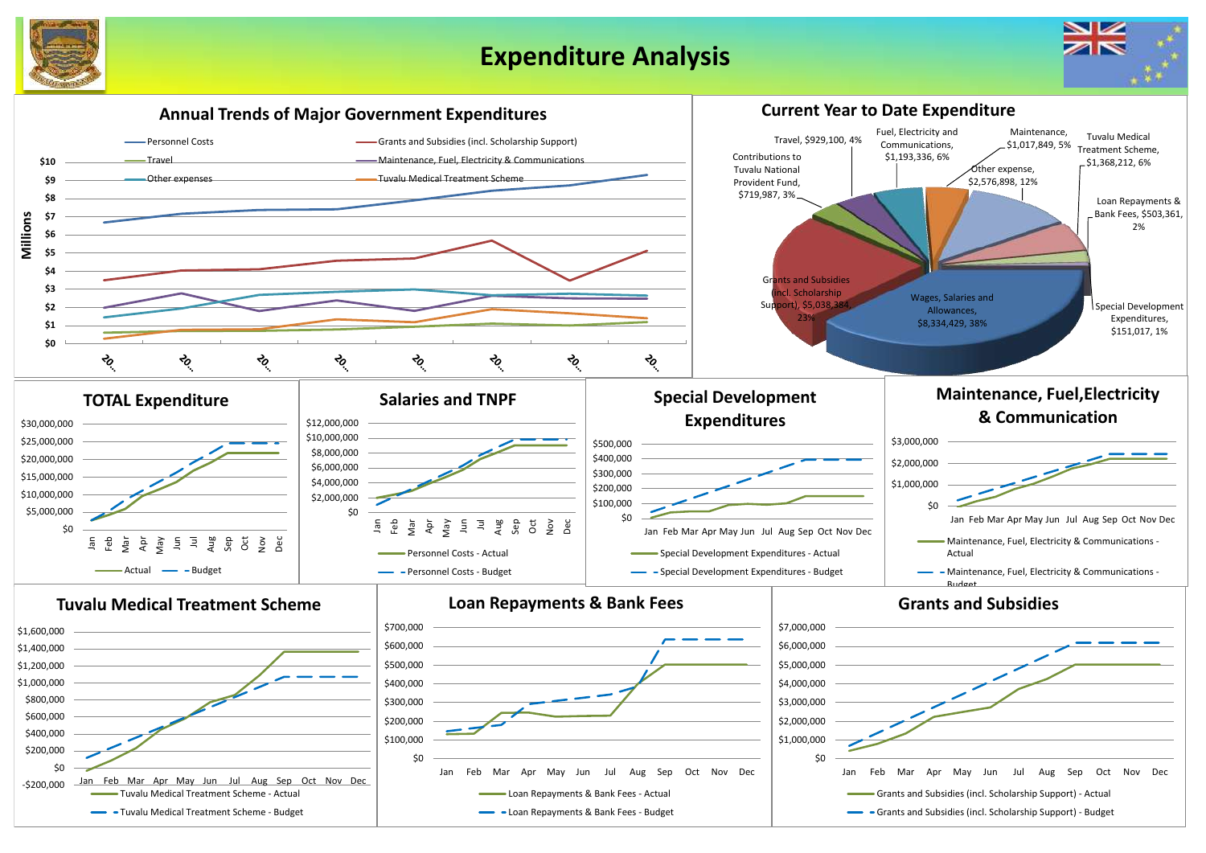# Expenditure Analysis

## Annual Trends of Major Government Expenditures

Legend: Personnel Costs; Grants and Subsidies (incl. Scholarship Support); Travel; Maintenance, Fuel, Electricity & Communications; Other expenses; Tuvalu Medical Treatment Scheme

Millions: $0, $1, $2, $3, $4, $5, $6, $7, $8, $9, $10

X-axis: 20…, 20…, 20…, 20…, 20…, 20…, 20…, 20…

## Current Year to Date Expenditure

| Category | Amount | Share |
|---|---|---|
| Wages, Salaries and Allowances | $8,334,429 | 38% |
| Grants and Subsidies (incl. Scholarship Support) | $5,038,384 | 23% |
| Contributions to Tuvalu National Provident Fund | $719,987 | 3% |
| Travel | $929,100 | 4% |
| Fuel, Electricity and Communications | $1,193,336 | 6% |
| Maintenance | $1,017,849 | 5% |
| Other expense | $2,576,898 | 12% |
| Tuvalu Medical Treatment Scheme | $1,368,212 | 6% |
| Loan Repayments & Bank Fees | $503,361 | 2% |
| Special Development Expenditures | $151,017 | 1% |

## TOTAL Expenditure

Y-axis: $0 to $30,000,000. X-axis: Jan–Dec. Legend: Actual; Budget

## Salaries and TNPF

Y-axis: $0 to $12,000,000. X-axis: Jan–Dec. Legend: Personnel Costs - Actual; Personnel Costs - Budget

## Special Development Expenditures

Y-axis: $0 to $500,000. X-axis: Jan–Dec. Legend: Special Development Expenditures - Actual; Special Development Expenditures - Budget

## Maintenance, Fuel, Electricity & Communication

Y-axis: $0 to $3,000,000. X-axis: Jan–Dec. Legend: Maintenance, Fuel, Electricity & Communications - Actual; Maintenance, Fuel, Electricity & Communications - Budget

## Tuvalu Medical Treatment Scheme

Y-axis: -$200,000 to $1,600,000. X-axis: Jan–Dec. Legend: Tuvalu Medical Treatment Scheme - Actual; Tuvalu Medical Treatment Scheme - Budget

## Loan Repayments & Bank Fees

Y-axis: $0 to $700,000. X-axis: Jan–Dec. Legend: Loan Repayments & Bank Fees - Actual; Loan Repayments & Bank Fees - Budget

## Grants and Subsidies

Y-axis: $0 to $7,000,000. X-axis: Jan–Dec. Legend: Grants and Subsidies (incl. Scholarship Support) - Actual; Grants and Subsidies (incl. Scholarship Support) - Budget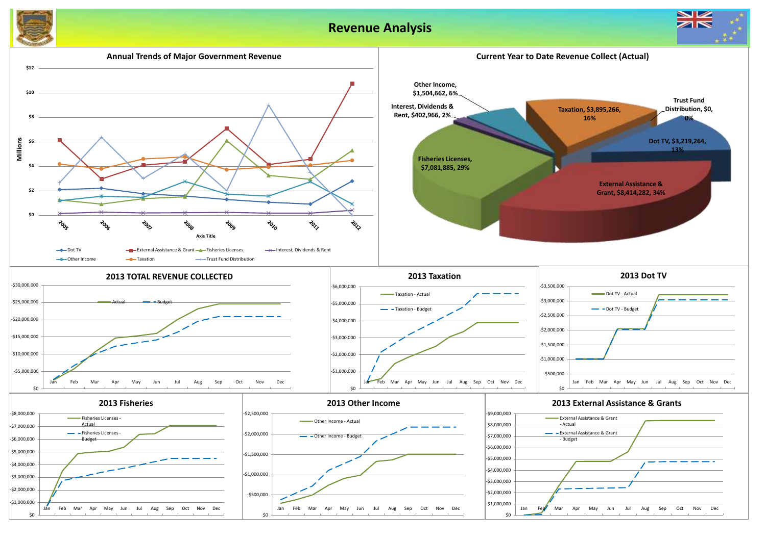# Revenue Analysis

## Annual Trends of Major Government Revenue

Millions: $12, $10, $8, $6, $4, $2, $0

2005, 2006, 2007, 2008, 2009, 2010, 2011, 2012

Axis Title

Dot TV, External Assistance & Grant, Fisheries Licenses, Interest, Dividends & Rent, Other Income, Taxation, Trust Fund Distribution

## Current Year to Date Revenue Collect (Actual)

- Other Income, $1,504,662, 6%
- Interest, Dividends & Rent, $402,966, 2%
- Taxation, $3,895,266, 16%
- Trust Fund Distribution, $0, 0%
- Dot TV, $3,219,264, 13%
- Fisheries Licenses, $7,081,885, 29%
- External Assistance & Grant, $8,414,282, 34%

## 2013 TOTAL REVENUE COLLECTED

Actual, Budget

-$30,000,000, -$25,000,000, -$20,000,000, -$15,000,000, -$10,000,000, -$5,000,000, $0

Jan, Feb, Mar, Apr, May, Jun, Jul, Aug, Sep, Oct, Nov, Dec

## 2013 Taxation

Taxation - Actual, Taxation - Budget

-$6,000,000, -$5,000,000, -$4,000,000, -$3,000,000, -$2,000,000, -$1,000,000, $0

Jan, Feb, Mar, Apr, May, Jun, Jul, Aug, Sep, Oct, Nov, Dec

## 2013 Dot TV

Dot TV - Actual, Dot TV - Budget

-$3,500,000, -$3,000,000, -$2,500,000, -$2,000,000, -$1,500,000, -$1,000,000, -$500,000, $0

Jan, Feb, Mar, Apr, May, Jun, Jul, Aug, Sep, Oct, Nov, Dec

## 2013 Fisheries

Fisheries Licenses - Actual, Fisheries Licenses - Budget

-$8,000,000, -$7,000,000, -$6,000,000, -$5,000,000, -$4,000,000, -$3,000,000, -$2,000,000, -$1,000,000, $0

Jan, Feb, Mar, Apr, May, Jun, Jul, Aug, Sep, Oct, Nov, Dec

## 2013 Other Income

Other Income - Actual, Other Income - Budget

-$2,500,000, -$2,000,000, -$1,500,000, -$1,000,000, -$500,000, $0

Jan, Feb, Mar, Apr, May, Jun, Jul, Aug, Sep, Oct, Nov, Dec

## 2013 External Assistance & Grants

External Assistance & Grant - Actual, External Assistance & Grant - Budget

-$9,000,000, -$8,000,000, -$7,000,000, -$6,000,000, -$5,000,000, -$4,000,000, -$3,000,000, -$2,000,000, -$1,000,000, $0

Jan, Feb, Mar, Apr, May, Jun, Jul, Aug, Sep, Oct, Nov, Dec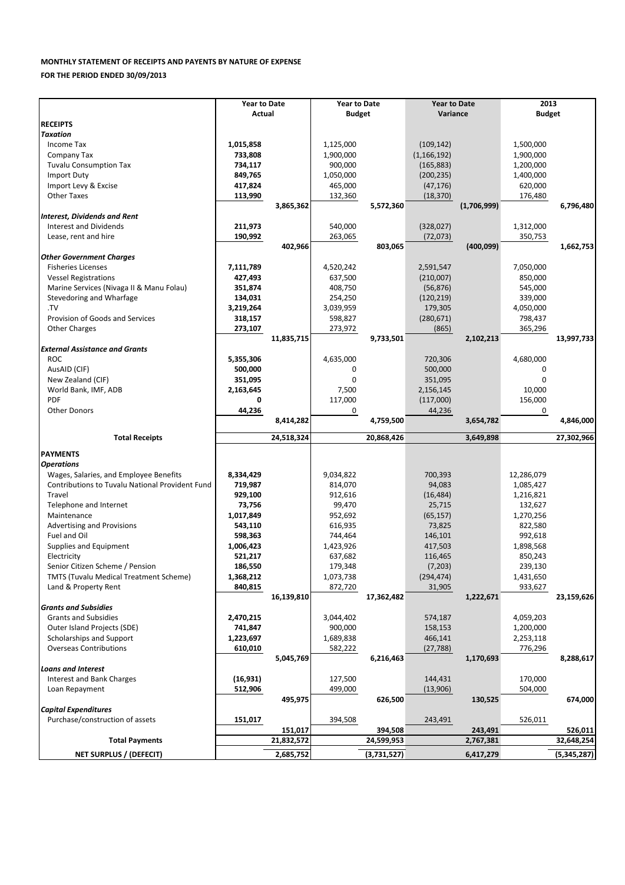**MONTHLY STATEMENT OF RECEIPTS AND PAYENTS BY NATURE OF EXPENSE**

**FOR THE PERIOD ENDED 30/09/2013**

| | Year to Date Actual | | Year to Date Budget | | Year to Date Variance | | 2013 Budget | |
|---|---|---|---|---|---|---|---|---|
| **RECEIPTS** | | | | | | | | |
| ***Taxation*** | | | | | | | | |
| Income Tax | **1,015,858** | | 1,125,000 | | (109,142) | | 1,500,000 | |
| Company Tax | **733,808** | | 1,900,000 | | (1,166,192) | | 1,900,000 | |
| Tuvalu Consumption Tax | **734,117** | | 900,000 | | (165,883) | | 1,200,000 | |
| Import Duty | **849,765** | | 1,050,000 | | (200,235) | | 1,400,000 | |
| Import Levy & Excise | **417,824** | | 465,000 | | (47,176) | | 620,000 | |
| Other Taxes | **113,990** | | 132,360 | | (18,370) | | 176,480 | |
| | | **3,865,362** | | **5,572,360** | | **(1,706,999)** | | **6,796,480** |
| ***Interest, Dividends and Rent*** | | | | | | | | |
| Interest and Dividends | **211,973** | | 540,000 | | (328,027) | | 1,312,000 | |
| Lease, rent and hire | **190,992** | | 263,065 | | (72,073) | | 350,753 | |
| | | **402,966** | | **803,065** | | **(400,099)** | | **1,662,753** |
| ***Other Government Charges*** | | | | | | | | |
| Fisheries Licenses | **7,111,789** | | 4,520,242 | | 2,591,547 | | 7,050,000 | |
| Vessel Registrations | **427,493** | | 637,500 | | (210,007) | | 850,000 | |
| Marine Services (Nivaga II & Manu Folau) | **351,874** | | 408,750 | | (56,876) | | 545,000 | |
| Stevedoring and Wharfage | **134,031** | | 254,250 | | (120,219) | | 339,000 | |
| .TV | **3,219,264** | | 3,039,959 | | 179,305 | | 4,050,000 | |
| Provision of Goods and Services | **318,157** | | 598,827 | | (280,671) | | 798,437 | |
| Other Charges | **273,107** | | 273,972 | | (865) | | 365,296 | |
| | | **11,835,715** | | **9,733,501** | | **2,102,213** | | **13,997,733** |
| ***External Assistance and Grants*** | | | | | | | | |
| ROC | **5,355,306** | | 4,635,000 | | 720,306 | | 4,680,000 | |
| AusAID (CIF) | **500,000** | | 0 | | 500,000 | | 0 | |
| New Zealand (CIF) | **351,095** | | 0 | | 351,095 | | 0 | |
| World Bank, IMF, ADB | **2,163,645** | | 7,500 | | 2,156,145 | | 10,000 | |
| PDF | **0** | | 117,000 | | (117,000) | | 156,000 | |
| Other Donors | **44,236** | | 0 | | 44,236 | | 0 | |
| | | **8,414,282** | | **4,759,500** | | **3,654,782** | | **4,846,000** |
| **Total Receipts** | | **24,518,324** | | **20,868,426** | | **3,649,898** | | **27,302,966** |
| **PAYMENTS** | | | | | | | | |
| ***Operations*** | | | | | | | | |
| Wages, Salaries, and Employee Benefits | **8,334,429** | | 9,034,822 | | 700,393 | | 12,286,079 | |
| Contributions to Tuvalu National Provident Fund | **719,987** | | 814,070 | | 94,083 | | 1,085,427 | |
| Travel | **929,100** | | 912,616 | | (16,484) | | 1,216,821 | |
| Telephone and Internet | **73,756** | | 99,470 | | 25,715 | | 132,627 | |
| Maintenance | **1,017,849** | | 952,692 | | (65,157) | | 1,270,256 | |
| Advertising and Provisions | **543,110** | | 616,935 | | 73,825 | | 822,580 | |
| Fuel and Oil | **598,363** | | 744,464 | | 146,101 | | 992,618 | |
| Supplies and Equipment | **1,006,423** | | 1,423,926 | | 417,503 | | 1,898,568 | |
| Electricity | **521,217** | | 637,682 | | 116,465 | | 850,243 | |
| Senior Citizen Scheme / Pension | **186,550** | | 179,348 | | (7,203) | | 239,130 | |
| TMTS (Tuvalu Medical Treatment Scheme) | **1,368,212** | | 1,073,738 | | (294,474) | | 1,431,650 | |
| Land & Property Rent | **840,815** | | 872,720 | | 31,905 | | 933,627 | |
| | | **16,139,810** | | **17,362,482** | | **1,222,671** | | **23,159,626** |
| ***Grants and Subsidies*** | | | | | | | | |
| Grants and Subsidies | **2,470,215** | | 3,044,402 | | 574,187 | | 4,059,203 | |
| Outer Island Projects (SDE) | **741,847** | | 900,000 | | 158,153 | | 1,200,000 | |
| Scholarships and Support | **1,223,697** | | 1,689,838 | | 466,141 | | 2,253,118 | |
| Overseas Contributions | **610,010** | | 582,222 | | (27,788) | | 776,296 | |
| | | **5,045,769** | | **6,216,463** | | **1,170,693** | | **8,288,617** |
| ***Loans and Interest*** | | | | | | | | |
| Interest and Bank Charges | **(16,931)** | | 127,500 | | 144,431 | | 170,000 | |
| Loan Repayment | **512,906** | | 499,000 | | (13,906) | | 504,000 | |
| | | **495,975** | | **626,500** | | **130,525** | | **674,000** |
| ***Capital Expenditures*** | | | | | | | | |
| Purchase/construction of assets | **151,017** | | 394,508 | | 243,491 | | 526,011 | |
| | | **151,017** | | **394,508** | | **243,491** | | **526,011** |
| **Total Payments** | | **21,832,572** | | **24,599,953** | | **2,767,381** | | **32,648,254** |
| **NET SURPLUS / (DEFECIT)** | | **2,685,752** | | **(3,731,527)** | | **6,417,279** | | **(5,345,287)** |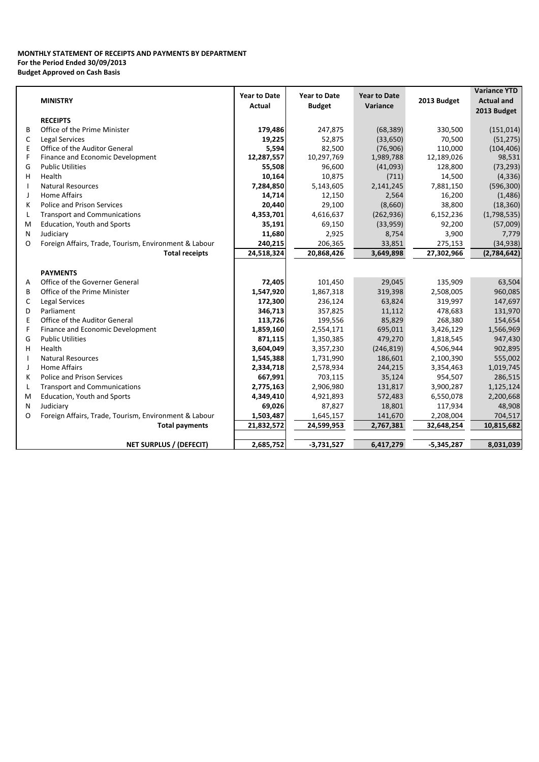**MONTHLY STATEMENT OF RECEIPTS AND PAYMENTS BY DEPARTMENT**
**For the Period Ended 30/09/2013**
**Budget Approved on Cash Basis**

| | MINISTRY | Year to Date Actual | Year to Date Budget | Year to Date Variance | 2013 Budget | Variance YTD Actual and 2013 Budget |
|---|---|---|---|---|---|---|
| | **RECEIPTS** | | | | | |
| B | Office of the Prime Minister | **179,486** | 247,875 | (68,389) | 330,500 | (151,014) |
| C | Legal Services | **19,225** | 52,875 | (33,650) | 70,500 | (51,275) |
| E | Office of the Auditor General | **5,594** | 82,500 | (76,906) | 110,000 | (104,406) |
| F | Finance and Economic Development | **12,287,557** | 10,297,769 | 1,989,788 | 12,189,026 | 98,531 |
| G | Public Utilities | **55,508** | 96,600 | (41,093) | 128,800 | (73,293) |
| H | Health | **10,164** | 10,875 | (711) | 14,500 | (4,336) |
| I | Natural Resources | **7,284,850** | 5,143,605 | 2,141,245 | 7,881,150 | (596,300) |
| J | Home Affairs | **14,714** | 12,150 | 2,564 | 16,200 | (1,486) |
| K | Police and Prison Services | **20,440** | 29,100 | (8,660) | 38,800 | (18,360) |
| L | Transport and Communications | **4,353,701** | 4,616,637 | (262,936) | 6,152,236 | (1,798,535) |
| M | Education, Youth and Sports | **35,191** | 69,150 | (33,959) | 92,200 | (57,009) |
| N | Judiciary | **11,680** | 2,925 | 8,754 | 3,900 | 7,779 |
| O | Foreign Affairs, Trade, Tourism, Environment & Labour | **240,215** | 206,365 | 33,851 | 275,153 | (34,938) |
| | **Total receipts** | **24,518,324** | **20,868,426** | **3,649,898** | **27,302,966** | **(2,784,642)** |
| | **PAYMENTS** | | | | | |
| A | Office of the Governer General | **72,405** | 101,450 | 29,045 | 135,909 | 63,504 |
| B | Office of the Prime Minister | **1,547,920** | 1,867,318 | 319,398 | 2,508,005 | 960,085 |
| C | Legal Services | **172,300** | 236,124 | 63,824 | 319,997 | 147,697 |
| D | Parliament | **346,713** | 357,825 | 11,112 | 478,683 | 131,970 |
| E | Office of the Auditor General | **113,726** | 199,556 | 85,829 | 268,380 | 154,654 |
| F | Finance and Economic Development | **1,859,160** | 2,554,171 | 695,011 | 3,426,129 | 1,566,969 |
| G | Public Utilities | **871,115** | 1,350,385 | 479,270 | 1,818,545 | 947,430 |
| H | Health | **3,604,049** | 3,357,230 | (246,819) | 4,506,944 | 902,895 |
| I | Natural Resources | **1,545,388** | 1,731,990 | 186,601 | 2,100,390 | 555,002 |
| J | Home Affairs | **2,334,718** | 2,578,934 | 244,215 | 3,354,463 | 1,019,745 |
| K | Police and Prison Services | **667,991** | 703,115 | 35,124 | 954,507 | 286,515 |
| L | Transport and Communications | **2,775,163** | 2,906,980 | 131,817 | 3,900,287 | 1,125,124 |
| M | Education, Youth and Sports | **4,349,410** | 4,921,893 | 572,483 | 6,550,078 | 2,200,668 |
| N | Judiciary | **69,026** | 87,827 | 18,801 | 117,934 | 48,908 |
| O | Foreign Affairs, Trade, Tourism, Environment & Labour | **1,503,487** | 1,645,157 | 141,670 | 2,208,004 | 704,517 |
| | **Total payments** | **21,832,572** | **24,599,953** | **2,767,381** | **32,648,254** | **10,815,682** |
| | **NET SURPLUS / (DEFECIT)** | **2,685,752** | **-3,731,527** | **6,417,279** | **-5,345,287** | **8,031,039** |